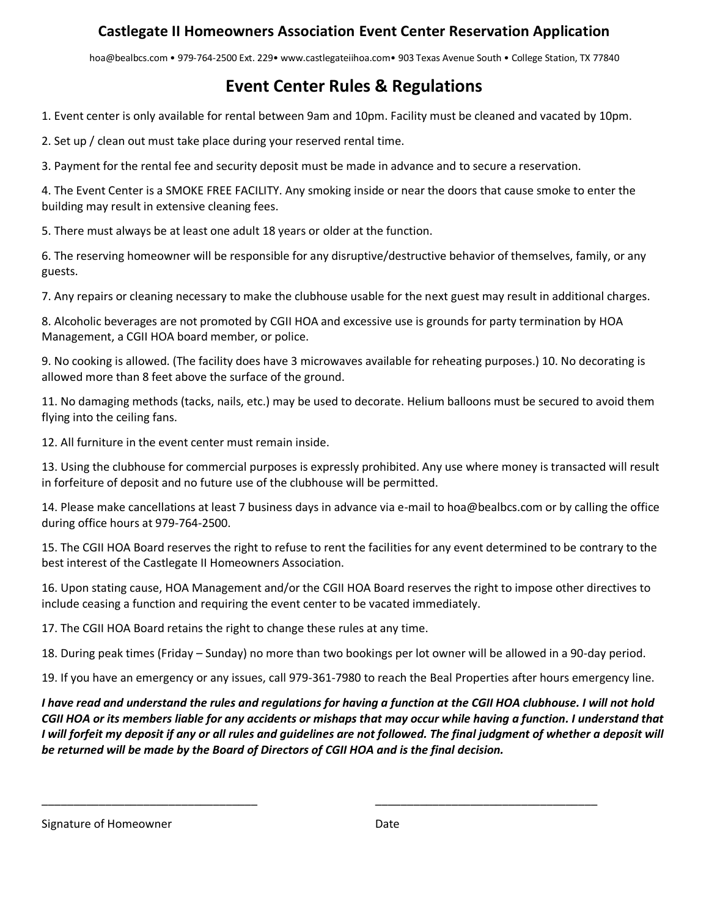# Castlegate II Homeowners Association Event Center Reservation Application

hoa@bealbcs.com • 979-764-2500 Ext. 229• www.castlegateiihoa.com• 903 Texas Avenue South • College Station, TX 77840

## Event Center Rules & Regulations

1. Event center is only available for rental between 9am and 10pm. Facility must be cleaned and vacated by 10pm.

2. Set up / clean out must take place during your reserved rental time.

3. Payment for the rental fee and security deposit must be made in advance and to secure a reservation.

4. The Event Center is a SMOKE FREE FACILITY. Any smoking inside or near the doors that cause smoke to enter the building may result in extensive cleaning fees.

5. There must always be at least one adult 18 years or older at the function.

6. The reserving homeowner will be responsible for any disruptive/destructive behavior of themselves, family, or any guests.

7. Any repairs or cleaning necessary to make the clubhouse usable for the next guest may result in additional charges.

8. Alcoholic beverages are not promoted by CGII HOA and excessive use is grounds for party termination by HOA Management, a CGII HOA board member, or police.

9. No cooking is allowed. (The facility does have 3 microwaves available for reheating purposes.) 10. No decorating is allowed more than 8 feet above the surface of the ground.

11. No damaging methods (tacks, nails, etc.) may be used to decorate. Helium balloons must be secured to avoid them flying into the ceiling fans.

12. All furniture in the event center must remain inside.

13. Using the clubhouse for commercial purposes is expressly prohibited. Any use where money is transacted will result in forfeiture of deposit and no future use of the clubhouse will be permitted.

14. Please make cancellations at least 7 business days in advance via e-mail to hoa@bealbcs.com or by calling the office during office hours at 979-764-2500.

15. The CGII HOA Board reserves the right to refuse to rent the facilities for any event determined to be contrary to the best interest of the Castlegate II Homeowners Association.

16. Upon stating cause, HOA Management and/or the CGII HOA Board reserves the right to impose other directives to include ceasing a function and requiring the event center to be vacated immediately.

17. The CGII HOA Board retains the right to change these rules at any time.

18. During peak times (Friday – Sunday) no more than two bookings per lot owner will be allowed in a 90-day period.

19. If you have an emergency or any issues, call 979-361-7980 to reach the Beal Properties after hours emergency line.

***I have read and understand the rules and regulations for having a function at the CGII HOA clubhouse. I will not hold CGII HOA or its members liable for any accidents or mishaps that may occur while having a function. I understand that I will forfeit my deposit if any or all rules and guidelines are not followed. The final judgment of whether a deposit will be returned will be made by the Board of Directors of CGII HOA and is the final decision.***

___________________________________ ___________________________________

Signature of Homeowner Date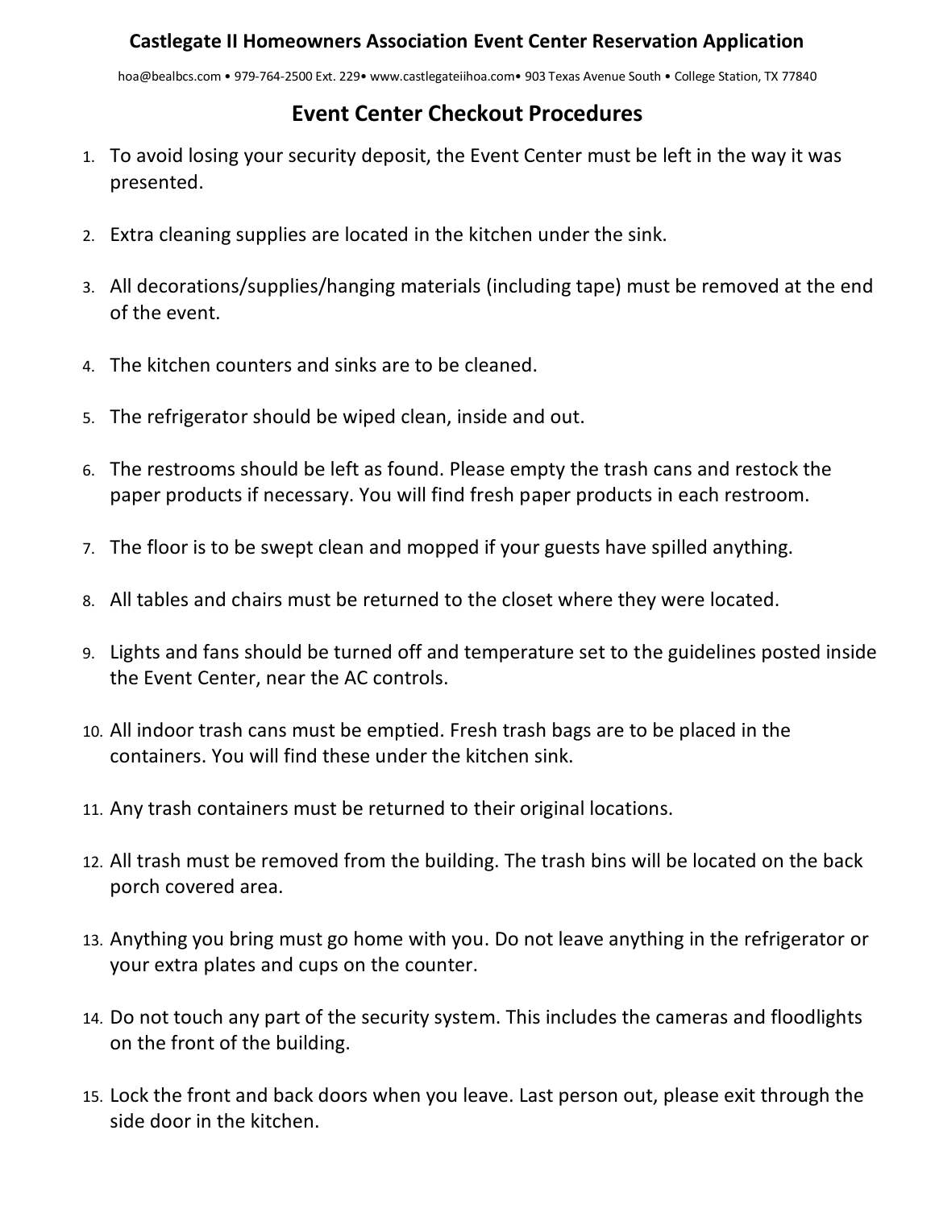**Castlegate II Homeowners Association Event Center Reservation Application**

hoa@bealbcs.com • 979-764-2500 Ext. 229• www.castlegateiihoa.com• 903 Texas Avenue South • College Station, TX 77840

## Event Center Checkout Procedures

1. To avoid losing your security deposit, the Event Center must be left in the way it was presented.
2. Extra cleaning supplies are located in the kitchen under the sink.
3. All decorations/supplies/hanging materials (including tape) must be removed at the end of the event.
4. The kitchen counters and sinks are to be cleaned.
5. The refrigerator should be wiped clean, inside and out.
6. The restrooms should be left as found. Please empty the trash cans and restock the paper products if necessary. You will find fresh paper products in each restroom.
7. The floor is to be swept clean and mopped if your guests have spilled anything.
8. All tables and chairs must be returned to the closet where they were located.
9. Lights and fans should be turned off and temperature set to the guidelines posted inside the Event Center, near the AC controls.
10. All indoor trash cans must be emptied. Fresh trash bags are to be placed in the containers. You will find these under the kitchen sink.
11. Any trash containers must be returned to their original locations.
12. All trash must be removed from the building. The trash bins will be located on the back porch covered area.
13. Anything you bring must go home with you. Do not leave anything in the refrigerator or your extra plates and cups on the counter.
14. Do not touch any part of the security system. This includes the cameras and floodlights on the front of the building.
15. Lock the front and back doors when you leave. Last person out, please exit through the side door in the kitchen.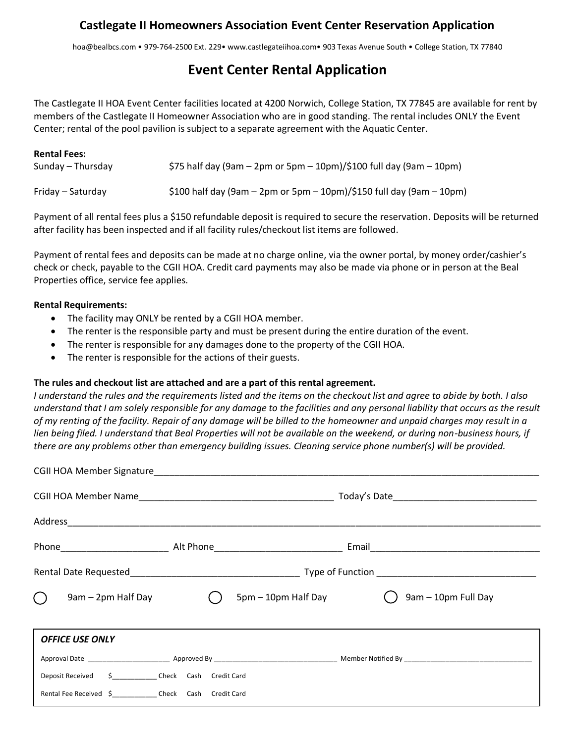## Castlegate II Homeowners Association Event Center Reservation Application

hoa@bealbcs.com • 979-764-2500 Ext. 229• www.castlegateiihoa.com• 903 Texas Avenue South • College Station, TX 77840

# Event Center Rental Application

The Castlegate II HOA Event Center facilities located at 4200 Norwich, College Station, TX 77845 are available for rent by members of the Castlegate II Homeowner Association who are in good standing. The rental includes ONLY the Event Center; rental of the pool pavilion is subject to a separate agreement with the Aquatic Center.

**Rental Fees:**

| | |
|---|---|
| Sunday – Thursday | $75 half day (9am – 2pm or 5pm – 10pm)/$100 full day (9am – 10pm) |
| Friday – Saturday | $100 half day (9am – 2pm or 5pm – 10pm)/$150 full day (9am – 10pm) |

Payment of all rental fees plus a $150 refundable deposit is required to secure the reservation. Deposits will be returned after facility has been inspected and if all facility rules/checkout list items are followed.

Payment of rental fees and deposits can be made at no charge online, via the owner portal, by money order/cashier's check or check, payable to the CGII HOA. Credit card payments may also be made via phone or in person at the Beal Properties office, service fee applies.

**Rental Requirements:**

- The facility may ONLY be rented by a CGII HOA member.
- The renter is the responsible party and must be present during the entire duration of the event.
- The renter is responsible for any damages done to the property of the CGII HOA.
- The renter is responsible for the actions of their guests.

**The rules and checkout list are attached and are a part of this rental agreement.**

*I understand the rules and the requirements listed and the items on the checkout list and agree to abide by both. I also understand that I am solely responsible for any damage to the facilities and any personal liability that occurs as the result of my renting of the facility. Repair of any damage will be billed to the homeowner and unpaid charges may result in a lien being filed. I understand that Beal Properties will not be available on the weekend, or during non-business hours, if there are any problems other than emergency building issues. Cleaning service phone number(s) will be provided.*

CGII HOA Member Signature_______________________________________________

CGII HOA Member Name_______________________________ Today's Date______________________

Address_______________________________________________________________

Phone________________ Alt Phone____________________ Email__________________________

Rental Date Requested__________________________ Type of Function ________________________

○ 9am – 2pm Half Day ○ 5pm – 10pm Half Day ○ 9am – 10pm Full Day

***OFFICE USE ONLY***

Approval Date ________________ Approved By ________________________ Member Notified By __________________________

Deposit Received $__________ Check Cash Credit Card

Rental Fee Received $__________ Check Cash Credit Card